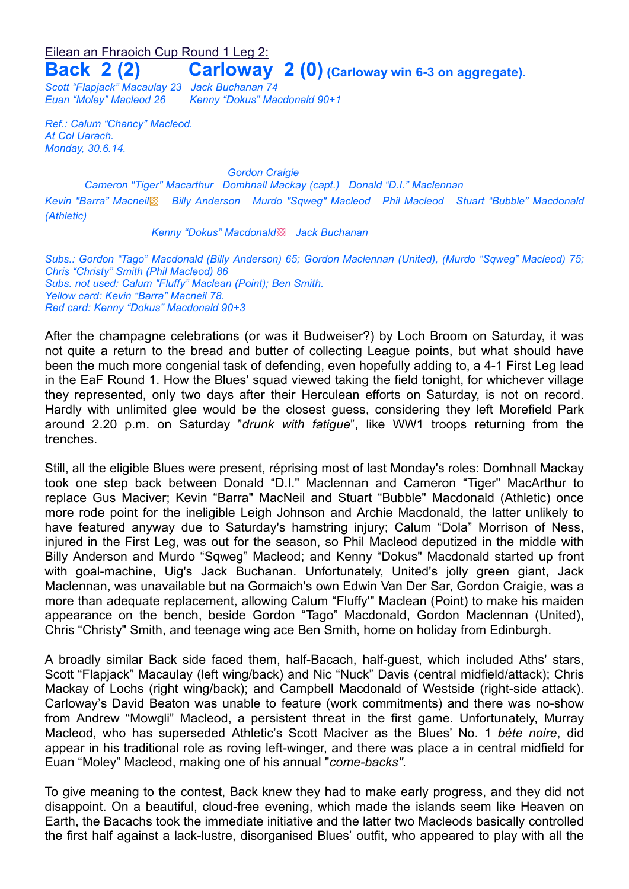<u>Eilean an Fhraoich Cup Round 1 Leg 2:</u>

**Back 2 (2) Carloway 2 (0)** **(Carloway win 6-3 on aggregate).**

*Scott "Flapjack" Macaulay 23 Jack Buchanan 74*
*Euan "Moley" Macleod 26 Kenny "Dokus" Macdonald 90+1*

*Ref.: Calum "Chancy" Macleod.*
*At Col Uarach.*
*Monday, 30.6.14.*

*Gordon Craigie*

*Cameron "Tiger" Macarthur Domhnall Mackay (capt.) Donald "D.I." Maclennan*

*Kevin "Barra" Macneil▧ Billy Anderson Murdo "Sqweg" Macleod Phil Macleod Stuart "Bubble" Macdonald (Athletic)*

*Kenny "Dokus" Macdonald▧ Jack Buchanan*

*Subs.: Gordon "Tago" Macdonald (Billy Anderson) 65; Gordon Maclennan (United), (Murdo "Sqweg" Macleod) 75; Chris "Christy" Smith (Phil Macleod) 86*
*Subs. not used: Calum "Fluffy" Maclean (Point); Ben Smith.*
*Yellow card: Kevin "Barra" Macneil 78.*
*Red card: Kenny "Dokus" Macdonald 90+3*

After the champagne celebrations (or was it Budweiser?) by Loch Broom on Saturday, it was not quite a return to the bread and butter of collecting League points, but what should have been the much more congenial task of defending, even hopefully adding to, a 4-1 First Leg lead in the EaF Round 1. How the Blues' squad viewed taking the field tonight, for whichever village they represented, only two days after their Herculean efforts on Saturday, is not on record. Hardly with unlimited glee would be the closest guess, considering they left Morefield Park around 2.20 p.m. on Saturday "*drunk with fatigue*", like WW1 troops returning from the trenches.

Still, all the eligible Blues were present, réprising most of last Monday's roles: Domhnall Mackay took one step back between Donald "D.I." Maclennan and Cameron "Tiger" MacArthur to replace Gus Maciver; Kevin "Barra" MacNeil and Stuart "Bubble" Macdonald (Athletic) once more rode point for the ineligible Leigh Johnson and Archie Macdonald, the latter unlikely to have featured anyway due to Saturday's hamstring injury; Calum "Dola" Morrison of Ness, injured in the First Leg, was out for the season, so Phil Macleod deputized in the middle with Billy Anderson and Murdo "Sqweg" Macleod; and Kenny "Dokus" Macdonald started up front with goal-machine, Uig's Jack Buchanan. Unfortunately, United's jolly green giant, Jack Maclennan, was unavailable but na Gormaich's own Edwin Van Der Sar, Gordon Craigie, was a more than adequate replacement, allowing Calum "Fluffy" Maclean (Point) to make his maiden appearance on the bench, beside Gordon "Tago" Macdonald, Gordon Maclennan (United), Chris "Christy" Smith, and teenage wing ace Ben Smith, home on holiday from Edinburgh.

A broadly similar Back side faced them, half-Bacach, half-guest, which included Aths' stars, Scott "Flapjack" Macaulay (left wing/back) and Nic "Nuck" Davis (central midfield/attack); Chris Mackay of Lochs (right wing/back); and Campbell Macdonald of Westside (right-side attack). Carloway's David Beaton was unable to feature (work commitments) and there was no-show from Andrew "Mowgli" Macleod, a persistent threat in the first game. Unfortunately, Murray Macleod, who has superseded Athletic's Scott Maciver as the Blues' No. 1 *béte noire*, did appear in his traditional role as roving left-winger, and there was place a in central midfield for Euan "Moley" Macleod, making one of his annual "*come-backs"*.

To give meaning to the contest, Back knew they had to make early progress, and they did not disappoint. On a beautiful, cloud-free evening, which made the islands seem like Heaven on Earth, the Bacachs took the immediate initiative and the latter two Macleods basically controlled the first half against a lack-lustre, disorganised Blues' outfit, who appeared to play with all the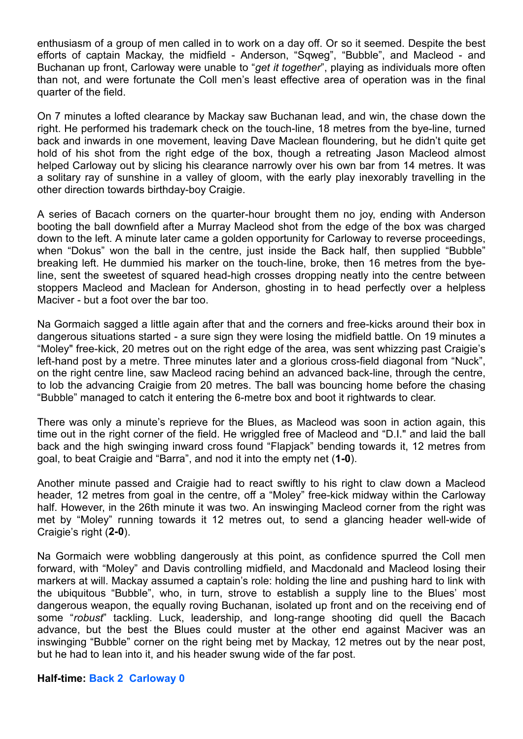enthusiasm of a group of men called in to work on a day off. Or so it seemed. Despite the best efforts of captain Mackay, the midfield - Anderson, "Sqweg", "Bubble", and Macleod - and Buchanan up front, Carloway were unable to "*get it together*", playing as individuals more often than not, and were fortunate the Coll men's least effective area of operation was in the final quarter of the field.

On 7 minutes a lofted clearance by Mackay saw Buchanan lead, and win, the chase down the right. He performed his trademark check on the touch-line, 18 metres from the bye-line, turned back and inwards in one movement, leaving Dave Maclean floundering, but he didn't quite get hold of his shot from the right edge of the box, though a retreating Jason Macleod almost helped Carloway out by slicing his clearance narrowly over his own bar from 14 metres. It was a solitary ray of sunshine in a valley of gloom, with the early play inexorably travelling in the other direction towards birthday-boy Craigie.

A series of Bacach corners on the quarter-hour brought them no joy, ending with Anderson booting the ball downfield after a Murray Macleod shot from the edge of the box was charged down to the left. A minute later came a golden opportunity for Carloway to reverse proceedings, when "Dokus" won the ball in the centre, just inside the Back half, then supplied "Bubble" breaking left. He dummied his marker on the touch-line, broke, then 16 metres from the bye-line, sent the sweetest of squared head-high crosses dropping neatly into the centre between stoppers Macleod and Maclean for Anderson, ghosting in to head perfectly over a helpless Maciver - but a foot over the bar too.

Na Gormaich sagged a little again after that and the corners and free-kicks around their box in dangerous situations started - a sure sign they were losing the midfield battle. On 19 minutes a "Moley" free-kick, 20 metres out on the right edge of the area, was sent whizzing past Craigie's left-hand post by a metre. Three minutes later and a glorious cross-field diagonal from "Nuck", on the right centre line, saw Macleod racing behind an advanced back-line, through the centre, to lob the advancing Craigie from 20 metres. The ball was bouncing home before the chasing "Bubble" managed to catch it entering the 6-metre box and boot it rightwards to clear.

There was only a minute's reprieve for the Blues, as Macleod was soon in action again, this time out in the right corner of the field. He wriggled free of Macleod and "D.I." and laid the ball back and the high swinging inward cross found "Flapjack" bending towards it, 12 metres from goal, to beat Craigie and "Barra", and nod it into the empty net (**1-0**).

Another minute passed and Craigie had to react swiftly to his right to claw down a Macleod header, 12 metres from goal in the centre, off a "Moley" free-kick midway within the Carloway half. However, in the 26th minute it was two. An inswinging Macleod corner from the right was met by "Moley" running towards it 12 metres out, to send a glancing header well-wide of Craigie's right (**2-0**).

Na Gormaich were wobbling dangerously at this point, as confidence spurred the Coll men forward, with "Moley" and Davis controlling midfield, and Macdonald and Macleod losing their markers at will. Mackay assumed a captain's role: holding the line and pushing hard to link with the ubiquitous "Bubble", who, in turn, strove to establish a supply line to the Blues' most dangerous weapon, the equally roving Buchanan, isolated up front and on the receiving end of some "*robust*" tackling. Luck, leadership, and long-range shooting did quell the Bacach advance, but the best the Blues could muster at the other end against Maciver was an inswinging "Bubble" corner on the right being met by Mackay, 12 metres out by the near post, but he had to lean into it, and his header swung wide of the far post.

**Half-time: Back 2 Carloway 0**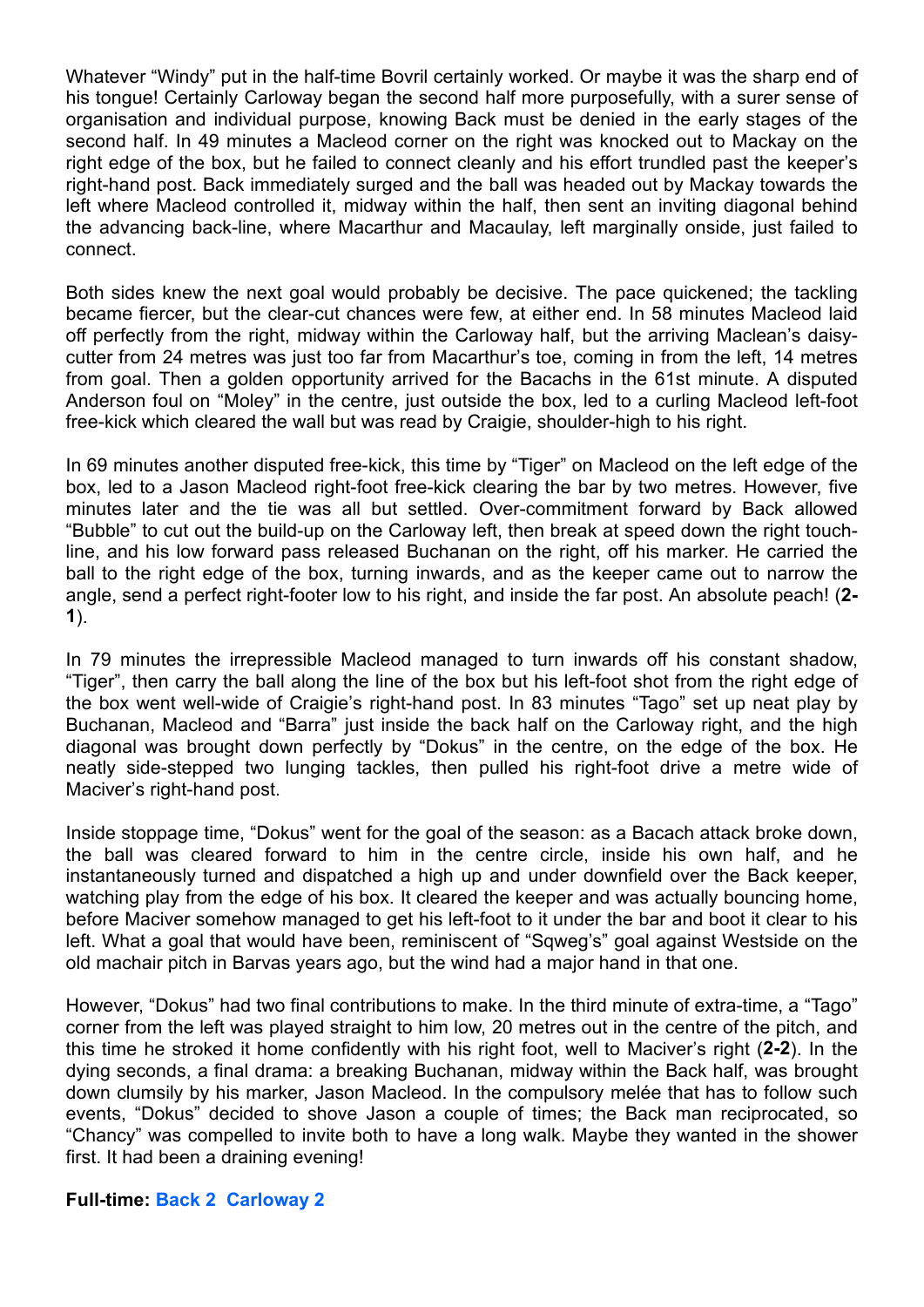Whatever "Windy" put in the half-time Bovril certainly worked. Or maybe it was the sharp end of his tongue! Certainly Carloway began the second half more purposefully, with a surer sense of organisation and individual purpose, knowing Back must be denied in the early stages of the second half. In 49 minutes a Macleod corner on the right was knocked out to Mackay on the right edge of the box, but he failed to connect cleanly and his effort trundled past the keeper's right-hand post. Back immediately surged and the ball was headed out by Mackay towards the left where Macleod controlled it, midway within the half, then sent an inviting diagonal behind the advancing back-line, where Macarthur and Macaulay, left marginally onside, just failed to connect.

Both sides knew the next goal would probably be decisive. The pace quickened; the tackling became fiercer, but the clear-cut chances were few, at either end. In 58 minutes Macleod laid off perfectly from the right, midway within the Carloway half, but the arriving Maclean's daisy-cutter from 24 metres was just too far from Macarthur's toe, coming in from the left, 14 metres from goal. Then a golden opportunity arrived for the Bacachs in the 61st minute. A disputed Anderson foul on "Moley" in the centre, just outside the box, led to a curling Macleod left-foot free-kick which cleared the wall but was read by Craigie, shoulder-high to his right.

In 69 minutes another disputed free-kick, this time by "Tiger" on Macleod on the left edge of the box, led to a Jason Macleod right-foot free-kick clearing the bar by two metres. However, five minutes later and the tie was all but settled. Over-commitment forward by Back allowed "Bubble" to cut out the build-up on the Carloway left, then break at speed down the right touch-line, and his low forward pass released Buchanan on the right, off his marker. He carried the ball to the right edge of the box, turning inwards, and as the keeper came out to narrow the angle, send a perfect right-footer low to his right, and inside the far post. An absolute peach! (**2-1**).

In 79 minutes the irrepressible Macleod managed to turn inwards off his constant shadow, "Tiger", then carry the ball along the line of the box but his left-foot shot from the right edge of the box went well-wide of Craigie's right-hand post. In 83 minutes "Tago" set up neat play by Buchanan, Macleod and "Barra" just inside the back half on the Carloway right, and the high diagonal was brought down perfectly by "Dokus" in the centre, on the edge of the box. He neatly side-stepped two lunging tackles, then pulled his right-foot drive a metre wide of Maciver's right-hand post.

Inside stoppage time, "Dokus" went for the goal of the season: as a Bacach attack broke down, the ball was cleared forward to him in the centre circle, inside his own half, and he instantaneously turned and dispatched a high up and under downfield over the Back keeper, watching play from the edge of his box. It cleared the keeper and was actually bouncing home, before Maciver somehow managed to get his left-foot to it under the bar and boot it clear to his left. What a goal that would have been, reminiscent of "Sqweg's" goal against Westside on the old machair pitch in Barvas years ago, but the wind had a major hand in that one.

However, "Dokus" had two final contributions to make. In the third minute of extra-time, a "Tago" corner from the left was played straight to him low, 20 metres out in the centre of the pitch, and this time he stroked it home confidently with his right foot, well to Maciver's right (**2-2**). In the dying seconds, a final drama: a breaking Buchanan, midway within the Back half, was brought down clumsily by his marker, Jason Macleod. In the compulsory melée that has to follow such events, "Dokus" decided to shove Jason a couple of times; the Back man reciprocated, so "Chancy" was compelled to invite both to have a long walk. Maybe they wanted in the shower first. It had been a draining evening!

**Full-time: Back 2 Carloway 2**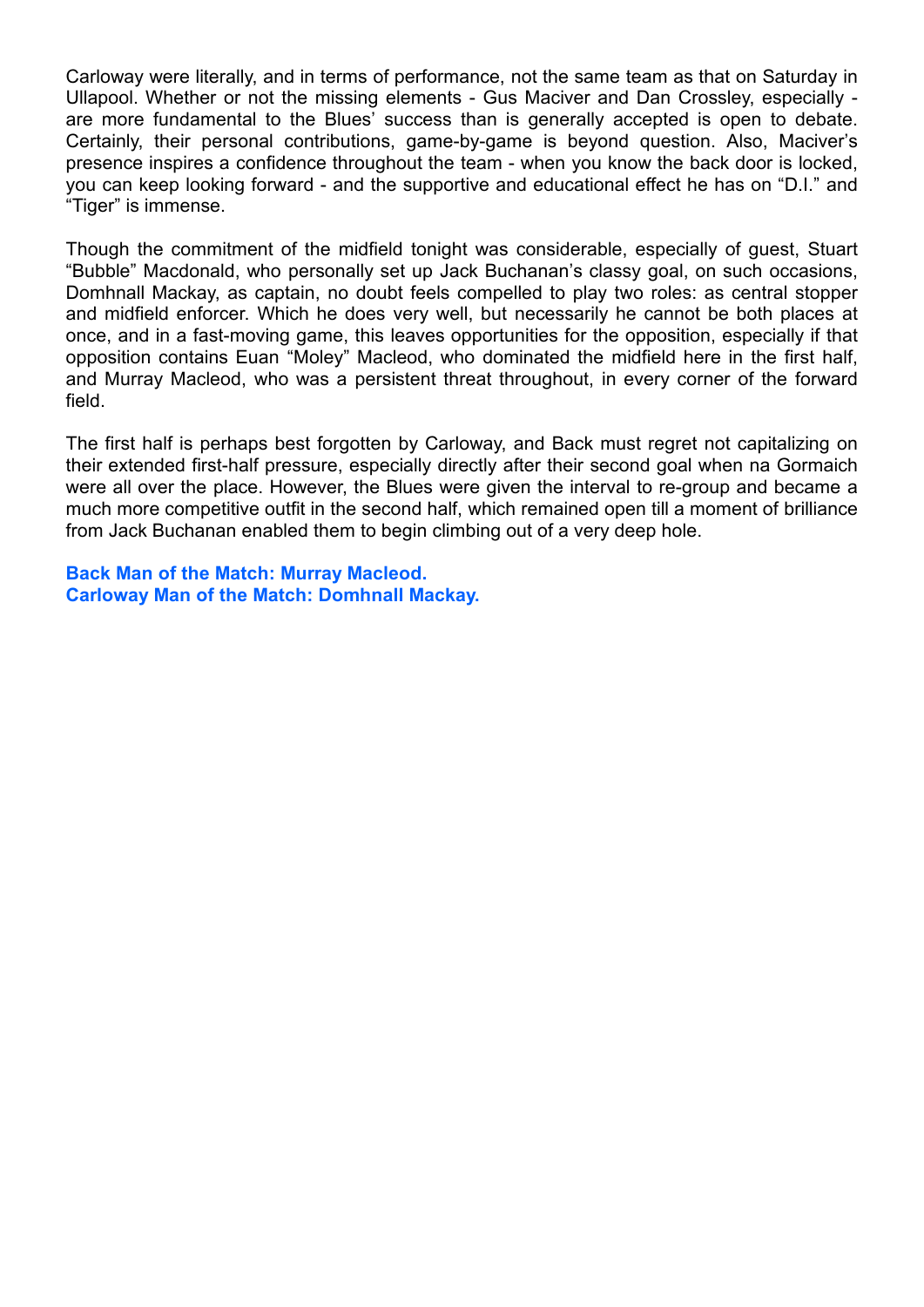Carloway were literally, and in terms of performance, not the same team as that on Saturday in Ullapool. Whether or not the missing elements - Gus Maciver and Dan Crossley, especially - are more fundamental to the Blues' success than is generally accepted is open to debate. Certainly, their personal contributions, game-by-game is beyond question. Also, Maciver's presence inspires a confidence throughout the team - when you know the back door is locked, you can keep looking forward - and the supportive and educational effect he has on "D.I." and "Tiger" is immense.

Though the commitment of the midfield tonight was considerable, especially of guest, Stuart "Bubble" Macdonald, who personally set up Jack Buchanan's classy goal, on such occasions, Domhnall Mackay, as captain, no doubt feels compelled to play two roles: as central stopper and midfield enforcer. Which he does very well, but necessarily he cannot be both places at once, and in a fast-moving game, this leaves opportunities for the opposition, especially if that opposition contains Euan "Moley" Macleod, who dominated the midfield here in the first half, and Murray Macleod, who was a persistent threat throughout, in every corner of the forward field.

The first half is perhaps best forgotten by Carloway, and Back must regret not capitalizing on their extended first-half pressure, especially directly after their second goal when na Gormaich were all over the place. However, the Blues were given the interval to re-group and became a much more competitive outfit in the second half, which remained open till a moment of brilliance from Jack Buchanan enabled them to begin climbing out of a very deep hole.

**Back Man of the Match: Murray Macleod.**
**Carloway Man of the Match: Domhnall Mackay.**